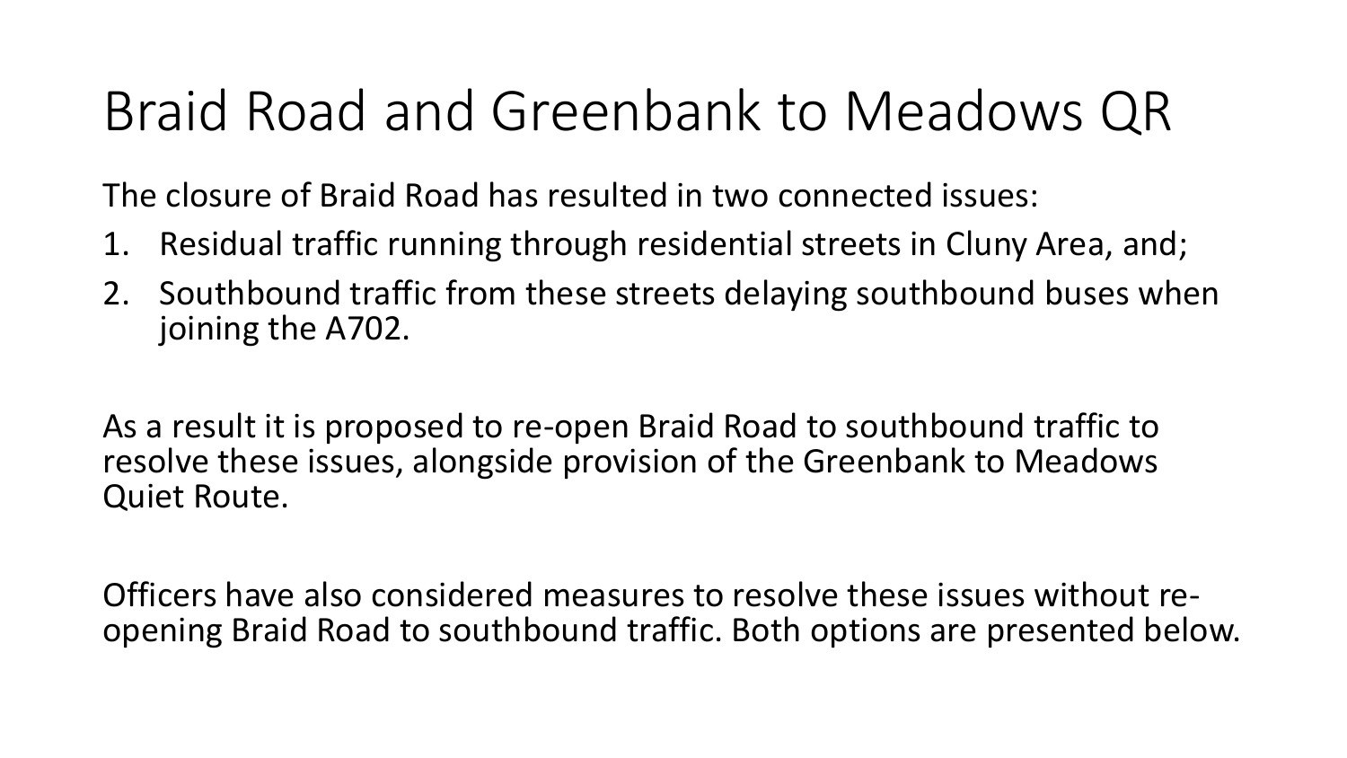# Braid Road and Greenbank to Meadows QR

The closure of Braid Road has resulted in two connected issues:

1. Residual traffic running through residential streets in Cluny Area, and;
2. Southbound traffic from these streets delaying southbound buses when joining the A702.

As a result it is proposed to re-open Braid Road to southbound traffic to resolve these issues, alongside provision of the Greenbank to Meadows Quiet Route.

Officers have also considered measures to resolve these issues without re-opening Braid Road to southbound traffic. Both options are presented below.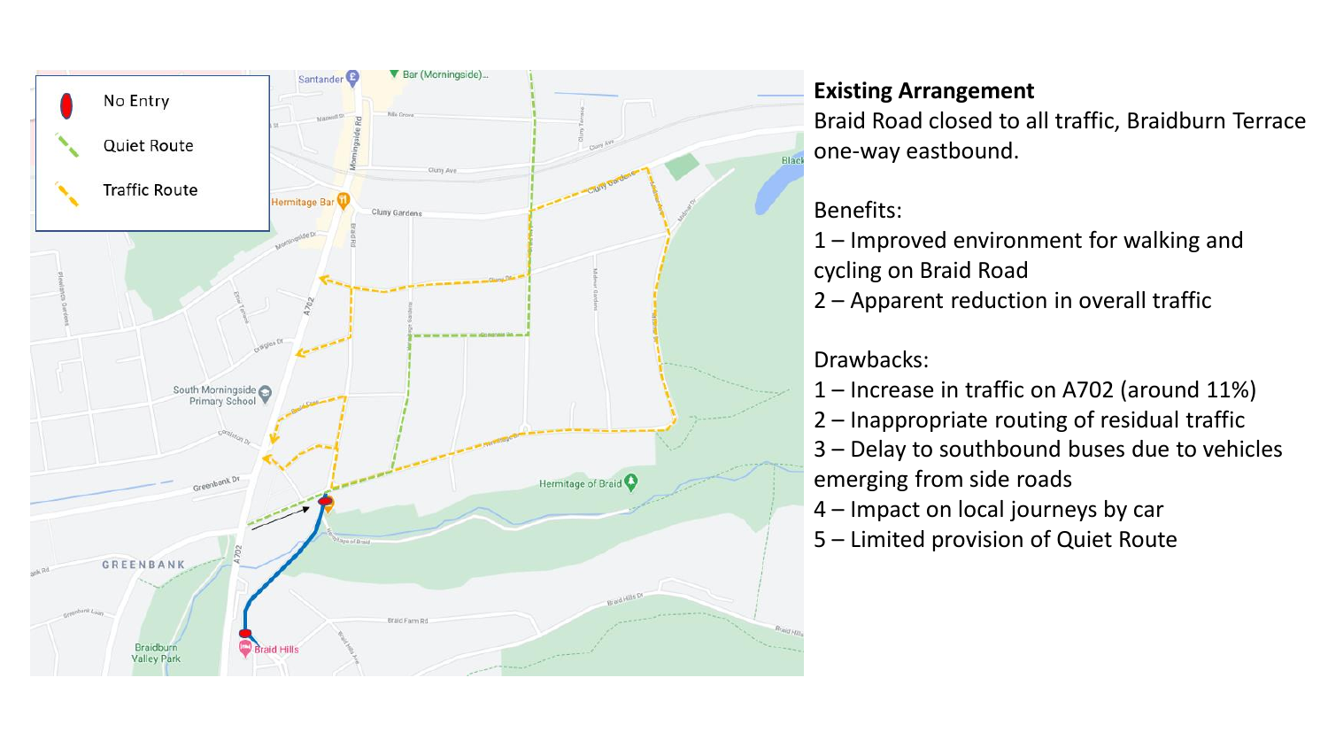**Existing Arrangement**

Braid Road closed to all traffic, Braidburn Terrace one-way eastbound.

Benefits:

1 – Improved environment for walking and cycling on Braid Road

2 – Apparent reduction in overall traffic

Drawbacks:

1 – Increase in traffic on A702 (around 11%)

2 – Inappropriate routing of residual traffic

3 – Delay to southbound buses due to vehicles emerging from side roads

4 – Impact on local journeys by car

5 – Limited provision of Quiet Route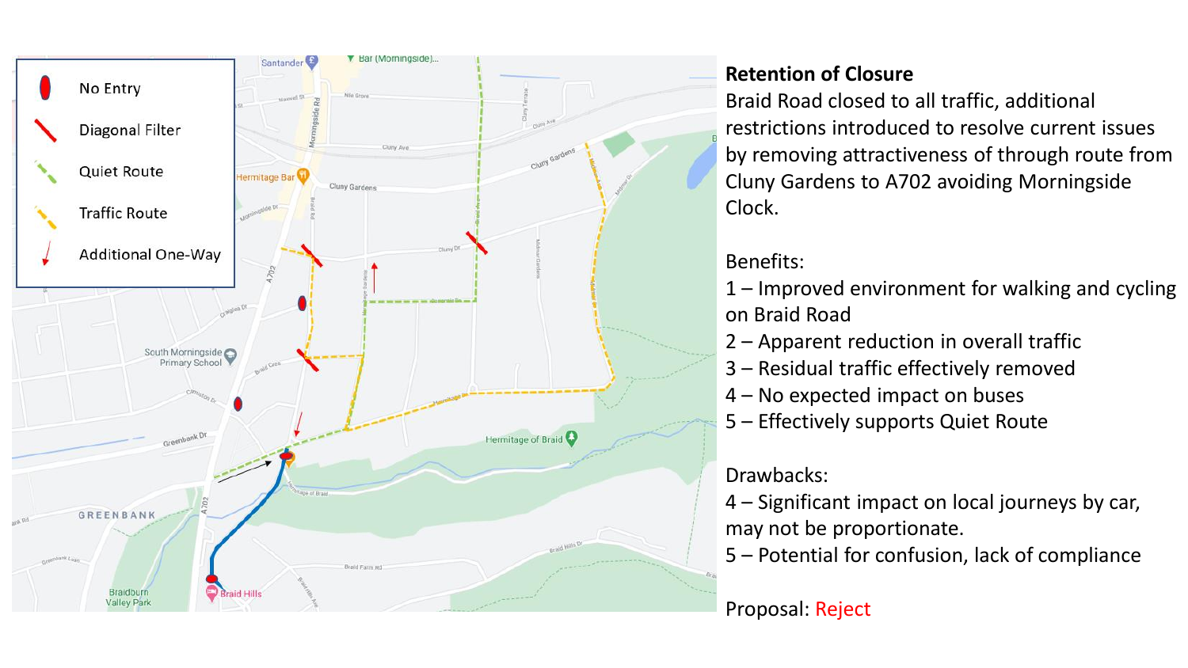| | |
|---|---|
| No Entry | |
| Diagonal Filter | |
| Quiet Route | |
| Traffic Route | |
| Additional One-Way | |

## Retention of Closure

Braid Road closed to all traffic, additional restrictions introduced to resolve current issues by removing attractiveness of through route from Cluny Gardens to A702 avoiding Morningside Clock.

Benefits:

1 – Improved environment for walking and cycling on Braid Road
2 – Apparent reduction in overall traffic
3 – Residual traffic effectively removed
4 – No expected impact on buses
5 – Effectively supports Quiet Route

Drawbacks:

4 – Significant impact on local journeys by car, may not be proportionate.
5 – Potential for confusion, lack of compliance

Proposal: Reject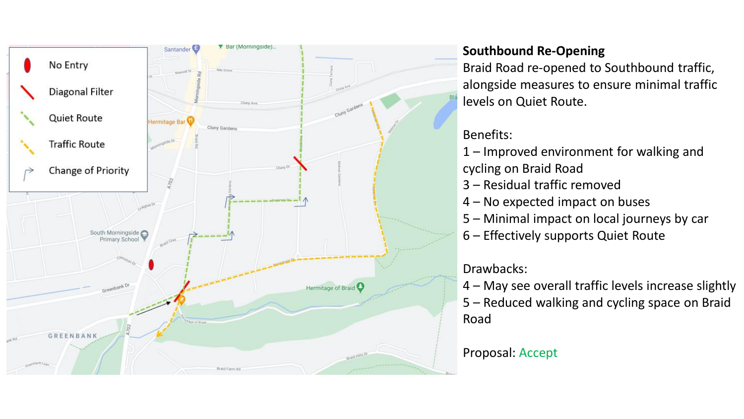No Entry

Diagonal Filter

Quiet Route

Traffic Route

Change of Priority

## Southbound Re-Opening

Braid Road re-opened to Southbound traffic, alongside measures to ensure minimal traffic levels on Quiet Route.

Benefits:

1 – Improved environment for walking and cycling on Braid Road

3 – Residual traffic removed

4 – No expected impact on buses

5 – Minimal impact on local journeys by car

6 – Effectively supports Quiet Route

Drawbacks:

4 – May see overall traffic levels increase slightly

5 – Reduced walking and cycling space on Braid Road

Proposal: Accept